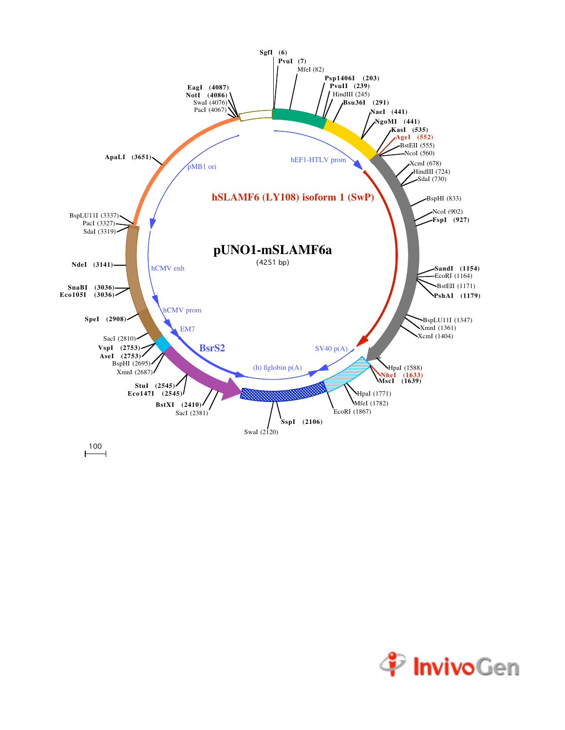# pUNO1-mSLAMF6a

(4251 bp)

hSLAMF6 (LY108) isoform 1 (SwP)

hEF1-HTLV prom

pMB1 ori

hCMV enh

hCMV prom

EM7

BsrS2

(h) ßglobin p(A)

SV40 p(A)

**SgfI (6)**
**PvuI (7)**
MfeI (82)
**Psp1406I (203)**
**PvuII (239)**
HindIII (245)
**Bsu36I (291)**
**NaeI (441)**
**NgoMI (441)**
**KasI (535)**
**AgeI (552)**
BstEII (555)
NcoI (560)
XcmI (678)
HindIII (724)
SdaI (730)
BspHI (833)
NcoI (902)
**FspI (927)**
**SandI (1154)**
EcoRI (1164)
BstEII (1171)
**PshAI (1179)**
BspLU11I (1347)
XmnI (1361)
XcmI (1404)
HpaI (1588)
**NheI (1633)**
**MscI (1639)**
HpaI (1771)
MfeI (1782)
EcoRI (1867)
**SspI (2106)**
SwaI (2120)
SacI (2381)
**BstXI (2410)**
**Eco147I (2545)**
**StuI (2545)**
XmnI (2687)
BspHI (2695)
**AseI (2753)**
**VspI (2753)**
SacI (2810)
**SpeI (2908)**
**Eco105I (3036)**
**SnaBI (3036)**
**NdeI (3141)**
SdaI (3319)
PacI (3327)
BspLU11I (3337)
**ApaLI (3651)**
PacI (4067)
SwaI (4076)
**NotI (4086)**
**EagI (4087)**

100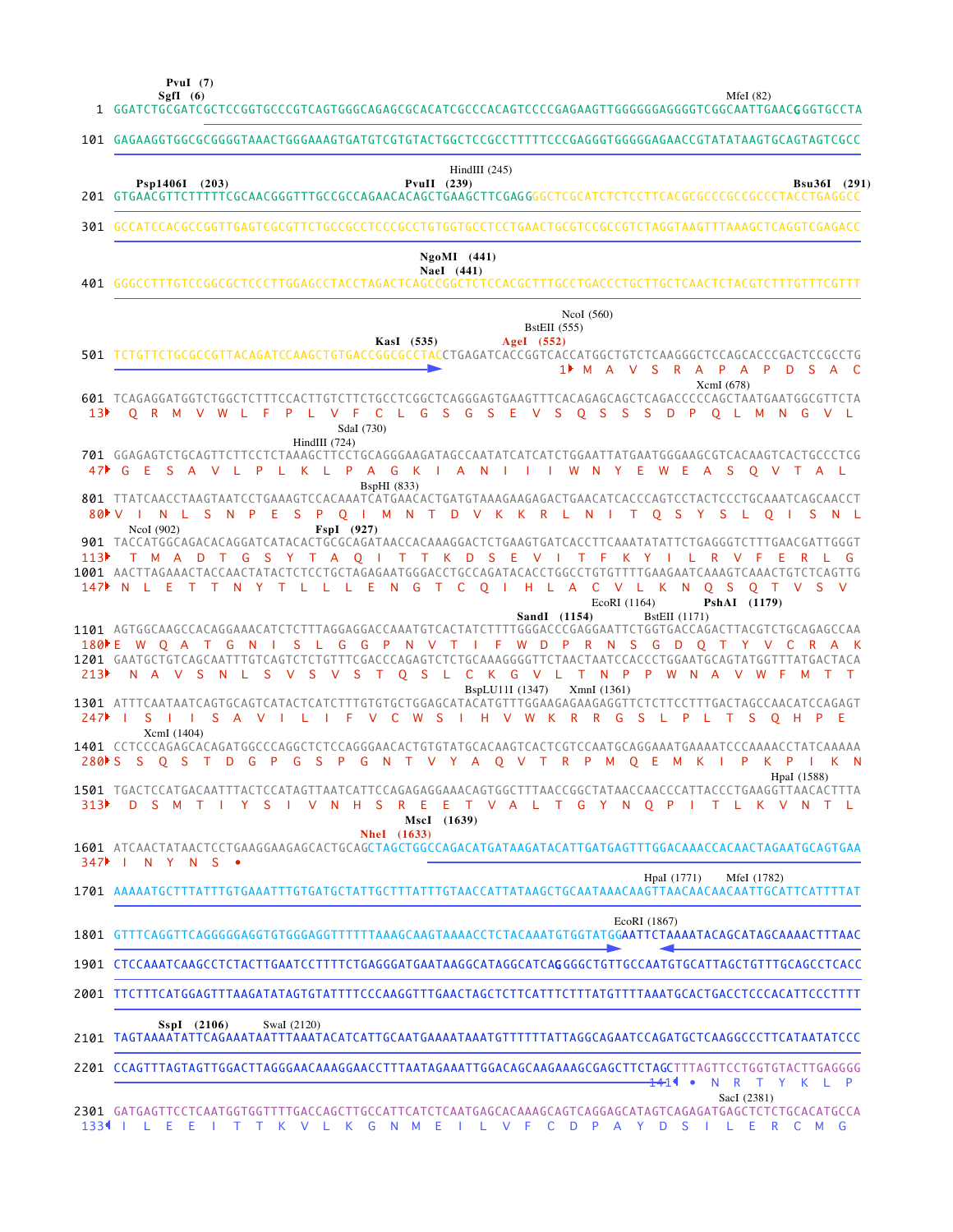```
                PvuI  (7)
               SgfI  (6)                                                                              MfeI (82)
   1 GGATCTGCGATCGCTCCGGTGCCCGTCAGTGGGCAGAGCGCACATCGCCCACAGTCCCCGAGAAGTTGGGGGGAGGGGTCGGCAATTGAACGGGTGCCTA

 101 GAGAAGGTGGCGCGGGGTAAACTGGGAAAGTGATGTCGTGTACTGGCTCCGCCTTTTTCCCGAGGGTGGGGGAGAACCGTATATAAGTGCAGTAGTCGCC

                                                              HindIII (245)
       Psp1406I  (203)                         PvuII  (239)                                              Bsu36I  (291)
 201 GTGAACGTTCTTTTTCGCAACGGGTTTGCCGCCAGAACACAGCTGAAGCTTCGAGGGGCTCGCATCTCTCCTTCACGCGCCCGCCGCCCTACCTGAGGCC

 301 GCCATCCACGCCGGTTGAGTCGCGTTCTGCCGCCTCCCGCCTGTGGTGCCTCCTGAACTGCGTCCGCCGTCTAGGTAAGTTTAAAGCTCAGGTCGAGACC

                                                   NgoMI  (441)
                                                   NaeI  (441)
 401 GGGCCTTTGTCCGGCGCTCCCTTGGAGCCTACCTAGACTCAGCCGGCTCTCCACGCTTTGCCTGACCCTGCTTGCTCAACTCTACGTCTTTGTTTCGTTT

                                                                        NcoI (560)
                                                                  BstEII (555)
                                              KasI  (535)     AgeI  (552)
 501 TCTGTTCTGCGCCGTTACAGATCCAAGCTGTGACCGGCGCCTACCTGAGATCACCGGTCACCATGGCTGTCTCAAGGGCTCCAGCACCCGACTCCGCCTG
                                                                    1▸ M  A  V  S  R  A  P  A  P  D  S  A  C

                                                                                             XcmI (678)
 601 TCAGAGGATGGTCTGGCTCTTTCCACTTGTCTTCTGCCTCGGCTCAGGGAGTGAAGTTTCACAGAGCAGCTCAGACCCCCAGCTAATGAATGGCGTTCTA
  13▸  Q  R  M  V  W  L  F  P  L  V  F  C  L  G  S  G  S  E  V  S  Q  S  S  S  D  P  Q  L  M  N  G  V  L

                                         SdaI (730)
                                   HindIII (724)
 701 GGAGAGTCTGCAGTTCTTCCTCTAAAGCTTCCTGCAGGGAAGATAGCCAATATCATCATCTGGAATTATGAATGGGAAGCGTCACAAGTCACTGCCCTCG
  47▸ G  E  S  A  V  L  P  L  K  L  P  A  G  K  I  A  N  I  I  I  W  N  Y  E  W  E  A  S  Q  V  T  A  L

                                               BspHI (833)
 801 TTATCAACCTAAGTAATCCTGAAAGTCCACAAATCATGAACACTGATGTAAAGAAGAGACTGAACATCACCCAGTCCTACTCCCTGCAAATCAGCAACCT
  80▸V  I  N  L  S  N  P  E  S  P  Q  I  M  N  T  D  V  K  K  R  L  N  I  T  Q  S  Y  S  L  Q  I  S  N  L

          NcoI (902)                FspI  (927)
 901 TACCATGGCAGACACAGGATCATACACTGCGCAGATAACCACAAAGGACTCTGAAGTGATCACCTTCAAATATATTCTGAGGGTCTTTGAACGATTGGGT
 113▸  T  M  A  D  T  G  S  Y  T  A  Q  I  T  T  K  D  S  E  V  I  T  F  K  Y  I  L  R  V  F  E  R  L  G
1001 AACTTAGAAACTACCAACTATACTCTCCTGCTAGAGAATGGGACCTGCCAGATACACCTGGCCTGTGTTTTGAAGAATCAAAGTCAAACTGTCTCAGTTG
 147▸ N  L  E  T  T  N  Y  T  L  L  L  E  N  G  T  C  Q  I  H  L  A  C  V  L  K  N  Q  S  Q  T  V  S  V
                                                                            EcoRI (1164)        PshAI  (1179)
                                                            SandI  (1154)        BstEII (1171)
1101 AGTGGCAAGCCACAGGAAACATCTCTTTAGGAGGACCAAATGTCACTATCTTTTGGGACCCGAGGAATTCTGGTGACCAGACTTACGTCTGCAGAGCCAA
 180▸E  W  Q  A  T  G  N  I  S  L  G  G  P  N  V  T  I  F  W  D  P  R  N  S  G  D  Q  T  Y  V  C  R  A  K
1201 GAATGCTGTCAGCAATTTGTCAGTCTCTGTTTCGACCCAGAGTCTCTGCAAAGGGGTTCTAACTAATCCACCCTGGAATGCAGTATGGTTTATGACTACA
 213▸  N  A  V  S  N  L  S  V  S  V  S  T  Q  S  L  C  K  G  V  L  T  N  P  P  W  N  A  V  W  F  M  T  T
                                                      BspLU11I (1347)      XmnI (1361)
1301 ATTTCAATAATCAGTGCAGTCATACTCATCTTTGTGTGCTGGAGCATACATGTTTGGAAGAGAAGAGGTTCTCTTCCTTTGACTAGCCAACATCCAGAGT
 247▸  I  S  I  I  S  A  V  I  L  I  F  V  C  W  S  I  H  V  W  K  R  R  G  S  L  P  L  T  S  Q  H  P  E
          XcmI (1404)
1401 CCTCCCAGAGCACAGATGGCCCAGGCTCTCCAGGGAACACTGTGTATGCACAAGTCACTCGTCCAATGCAGGAAATGAAAATCCCAAAACCTATCAAAAA
 280▸S  S  Q  S  T  D  G  P  G  S  P  G  N  T  V  Y  A  Q  V  T  R  P  M  Q  E  M  K  I  P  K  P  I  K  N
                                                                                            HpaI (1588)
1501 TGACTCCATGACAATTTACTCCATAGTTAATCATTCCAGAGAGGAAACAGTGGCTTTAACCGGCTATAACCAACCCATTACCCTGAAGGTTAACACTTTA
 313▸  D  S  M  T  I  Y  S  I  V  N  H  S  R  E  E  T  V  A  L  T  G  Y  N  Q  P  I  T  L  K  V  N  T  L
                                               MscI  (1639)
                                        NheI  (1633)
1601 ATCAACTATAACTCCTGAAGGAAGAGCACTGCAGCTAGCTGGCCAGACATGATAAGATACATTGATGAGTTTGGACAAACCACAACTAGAATGCAGTGAA
 347▸  I  N  Y  N  S  •

                                                                            HpaI (1771)      MfeI (1782)
1701 AAAAATGCTTTATTTGTGAAATTTGTGATGCTATTGCTTTATTTGTAACCATTATAAGCTGCAATAAACAAGTTAACAACAACAATTGCATTCATTTTAT

                                                                        EcoRI (1867)
1801 GTTTCAGGTTCAGGGGGAGGTGTGGGAGGTTTTTTAAAGCAAGTAAAACCTCTACAAATGTGGTATGGAATTCTAAAATACAGCATAGCAAAACTTTAAC

1901 CTCCAAATCAAGCCTCTACTTGAATCCTTTTCTGAGGGATGAATAAGGCATAGGCATCAGGGGCTGTTGCCAATGTGCATTAGCTGTTTGCAGCCTCACC

2001 TTCTTTCATGGAGTTTAAGATATAGTGTATTTTCCCAAGGTTTGAACTAGCTCTTCATTTCTTTATGTTTTAAATGCACTGACCTCCCACATTCCCTTTT

       SspI  (2106)         SwaI (2120)
2101 TAGTAAAATATTCAGAAATAATTTAAATACATCATTGCAATGAAAATAAATGTTTTTTATTAGGCAGAATCCAGATGCTCAAGGCCCTTCATAATATCCC

2201 CCAGTTTAGTAGTTGGACTTAGGGAACAAAGGAACCTTTAATAGAAAATTGGACAGCAAGAAAGCGAGCTTCTAGCTTTAGTTCCTGGTGTACTTGAGGGG
                                                                                  141◂  •  N  R  T  Y  K  L  P
                                                                                            SacI (2381)
2301 GATGAGTTCCTCAATGGTGGTTTTGACCAGCTTGCCATTCATCTCAATGAGCACAAAGCAGTCAGGAGCATAGTCAGAGATGAGCTCTCTGCACATGCCA
 133◂  I  L  E  E  I  T  T  K  V  L  K  G  N  M  E  I  L  V  F  C  D  P  A  Y  D  S  I  L  E  R  C  M  G
```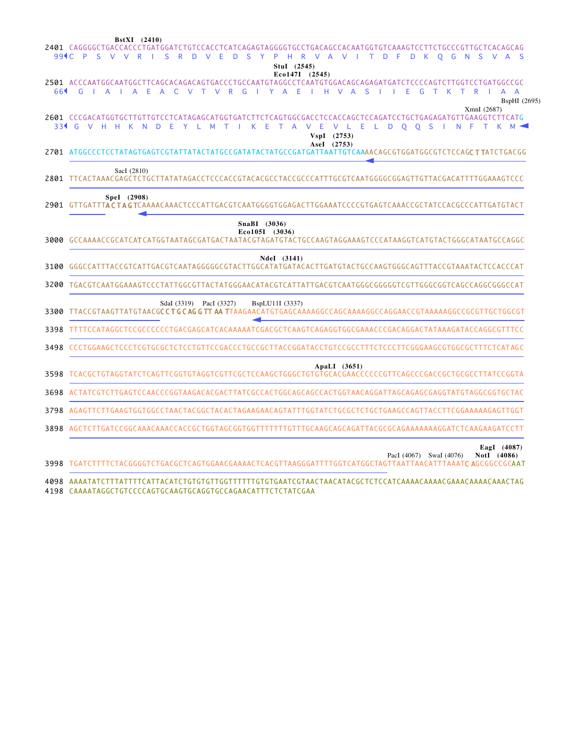```
                     BstXI   (2410)
2401 CAGGGGCTGACCACCCTGATGGATCTGTCCACCTCATCAGAGTAGGGGTGCCTGACAGCCACAATGGTGTCAAAGTCCTTCTGCCCGTTGCTCACAGCAG
  99◄ C  P  S  V  V  R  I  S  R  D  V  E  D  S  Y  P  H  R  V  A  V  I  T  D  F  D  K  Q  G  N  S  V  A  S

                                                          StuI   (2545)
                                                          Eco147I   (2545)
2501 ACCCAATGGCAATGGCTTCAGCACAGACAGTGACCCTGCCAATGTAGGCCTCAATGTGGACAGCAGAGATGATCTCCCCAGTCTTGGTCCTGATGGCCGC
  66◄  G  I  A  I  A  E  A  C  V  T  V  R  G  I  Y  A  E  I  H  V  A  S  I  I  E  G  T  K  T  R  I  A  A
                                                                                          BspHI (2695)
                                                                                   XmnI (2687)
2601 CCCGACATGGTGCTTGTTGTCCTCATAGAGCATGGTGATCTTCTCAGTGGCGACCTCCACCAGCTCCAGATCCTGCTGAGAGATGTTGAAGGTCTTCATG
  33◄ G  V  H  H  K  N  D  E  Y  L  M  T  I  K  E  T  A  V  E  V  L  E  L  D  Q  Q  S  I  N  F  T  K  M ◄
                                                                  VspI   (2753)
                                                                  AseI   (2753)
2701 ATGGCCCTCCTATAGTGAGTCGTATTATACTATGCCGATATACTATGCCGATGATTAATTGTCAAAACAGCGTGGATGGCGTCTCCAGCTTATCTGACGG

                       SacI (2810)
2801 TTCACTAAACGAGCTCTGCTTATATAGACCTCCCACCGTACACGCCTACCGCCCATTTGCGTCAATGGGGCGGAGTTGTTACGACATTTTGGAAAGTCCC

                     SpeI   (2908)
2901 GTTGATTTACTAGTCAAAACAAACTCCCATTGACGTCAATGGGGTGGAGACTTGGAAATCCCCGTGAGTCAAACCGCTATCCACGCCCATTGATGTACT

                                                    SnaBI   (3036)
                                                    Eco105I   (3036)
3000 GCCAAAACCGCATCATCATGGTAATAGCGATGACTAATACGTAGATGTACTGCCAAGTAGGAAAGTCCCATAAGGTCATGTACTGGGCATAATGCCAGGC

                                                       NdeI   (3141)
3100 GGGCCATTTACCGTCATTGACGTCAATAGGGGGCGTACTTGGCATATGATACACTTGATGTACTGCCAAGTGGGCAGTTTACCGTAAATACTCCACCCAT

3200 TGACGTCAATGGAAAGTCCCTATTGGCGTTACTATGGGAACATACGTCATTATTGACGTCAATGGGCGGGGGTCGTTGGGCGGTCAGCCAGGCGGGCCAT

                                  SdaI (3319)   PacI (3327)      BspLU11I (3337)
3300 TTACCGTAAGTTATGTAACGCCTGCAGGTTAATTAAGAACATGTGAGCAAAAGGCCAGCAAAAGGCCAGGAACCGTAAAAAGGCCGCGTTGCTGGCGT

3398 TTTTCCATAGGCTCCGCCCCCCTGACGAGCATCACAAAAATCGACGCTCAAGTCAGAGGTGGCGAAACCCGACAGGACTATAAAGATACCAGGCGTTTCC

3498 CCCTGGAAGCTCCCTCGTGCGCTCTCCTGTTCCGACCCTGCCGCTTACCGGATACCTGTCCGCCTTTCTCCCTTCGGGAAGCGTGGCGCTTTCTCATAGC

                                                                ApaLI   (3651)
3598 TCACGCTGTAGGTATCTCAGTTCGGTGTAGGTCGTTCGCTCCAAGCTGGGCTGTGTGCACGAACCCCCCGTTCAGCCCGACCGCTGCGCCTTATCCGGTA

3698 ACTATCGTCTTGAGTCCAACCCGGTAAGACACGACTTATCGCCACTGGCAGCAGCCACTGGTAACAGGATTAGCAGAGCGAGGTATGTAGGCGGTGCTAC

3798 AGAGTTCTTGAAGTGGTGGCCTAACTACGGCTACACTAGAAGAACAGTATTTGGTATCTGCGCTCTGCTGAAGCCAGTTACCTTCGGAAAAAGAGTTGGT

3898 AGCTCTTGATCCGGCAAACAAACCACCGCTGGTAGCGGTGGTTTTTTTGTTTGCAAGCAGCAGATTACGCGCAGAAAAAAAGGATCTCAAGAAGATCCTT

                                                                                             EagI   (4087)
                                                                      PacI (4067)   SwaI (4076)   NotI   (4086)
3998 TGATCTTTTCTACGGGGTCTGACGCTCAGTGGAACGAAAACTCACGTTAAGGGATTTTGGTCATGGCTAGTTAATTAACATTTAAATCAGCGGCCGCAAT

4098 AAAATATCTTTATTTTCATTACATCTGTGTGTTGGTTTTTTGTGTGAATCGTAACTAACATACGCTCTCCATCAAAACAAAACGAAACAAAACAAACTAG
4198 CAAAATAGGCTGTCCCCAGTGCAAGTGCAGGTGCCAGAACATTTCTCTATCGAA
```